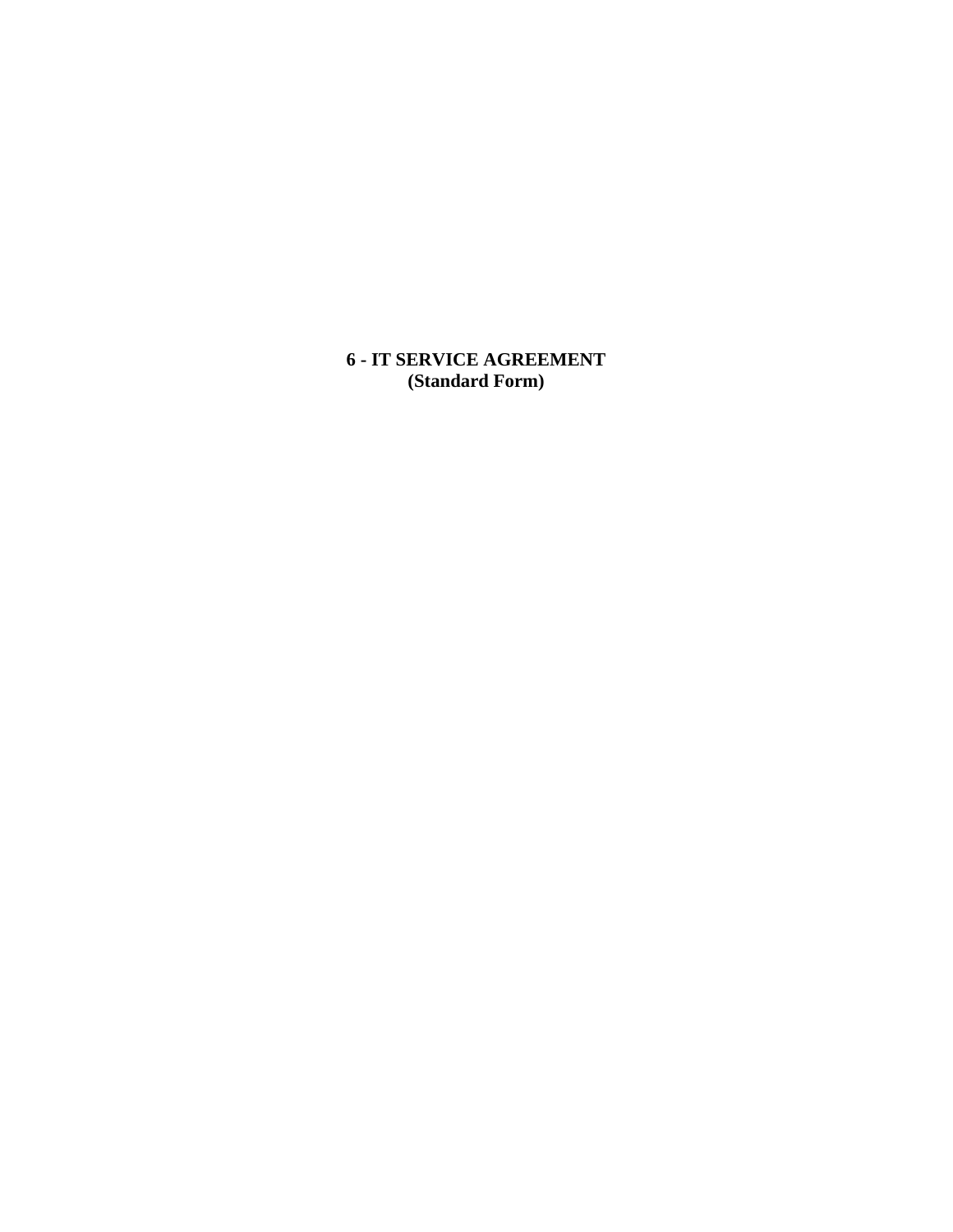# 6 - IT SERVICE AGREEMENT
## (Standard Form)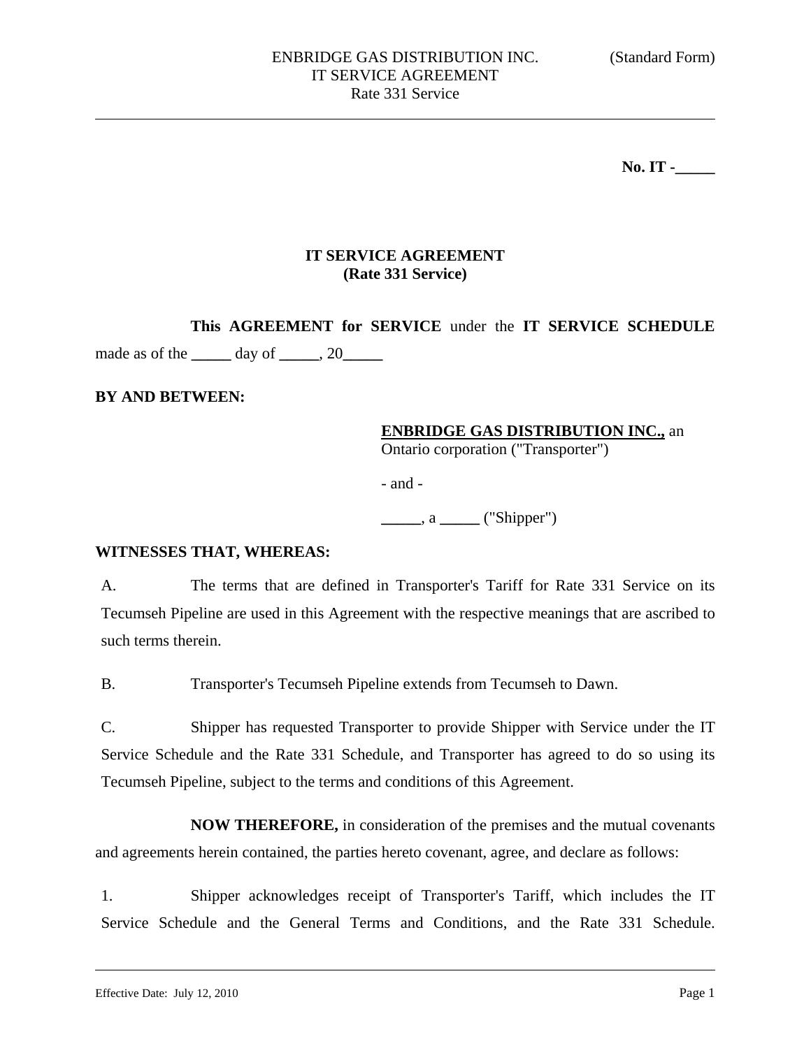**No. IT -_____**

# IT SERVICE AGREEMENT
## (Rate 331 Service)

**This AGREEMENT for SERVICE** under the **IT SERVICE SCHEDULE** made as of the _____ day of _____, 20_____

**BY AND BETWEEN:**

**ENBRIDGE GAS DISTRIBUTION INC.,** an Ontario corporation ("Transporter")

- and -

_____, a _____ ("Shipper")

**WITNESSES THAT, WHEREAS:**

A. The terms that are defined in Transporter's Tariff for Rate 331 Service on its Tecumseh Pipeline are used in this Agreement with the respective meanings that are ascribed to such terms therein.

B. Transporter's Tecumseh Pipeline extends from Tecumseh to Dawn.

C. Shipper has requested Transporter to provide Shipper with Service under the IT Service Schedule and the Rate 331 Schedule, and Transporter has agreed to do so using its Tecumseh Pipeline, subject to the terms and conditions of this Agreement.

**NOW THEREFORE,** in consideration of the premises and the mutual covenants and agreements herein contained, the parties hereto covenant, agree, and declare as follows:

1. Shipper acknowledges receipt of Transporter's Tariff, which includes the IT Service Schedule and the General Terms and Conditions, and the Rate 331 Schedule.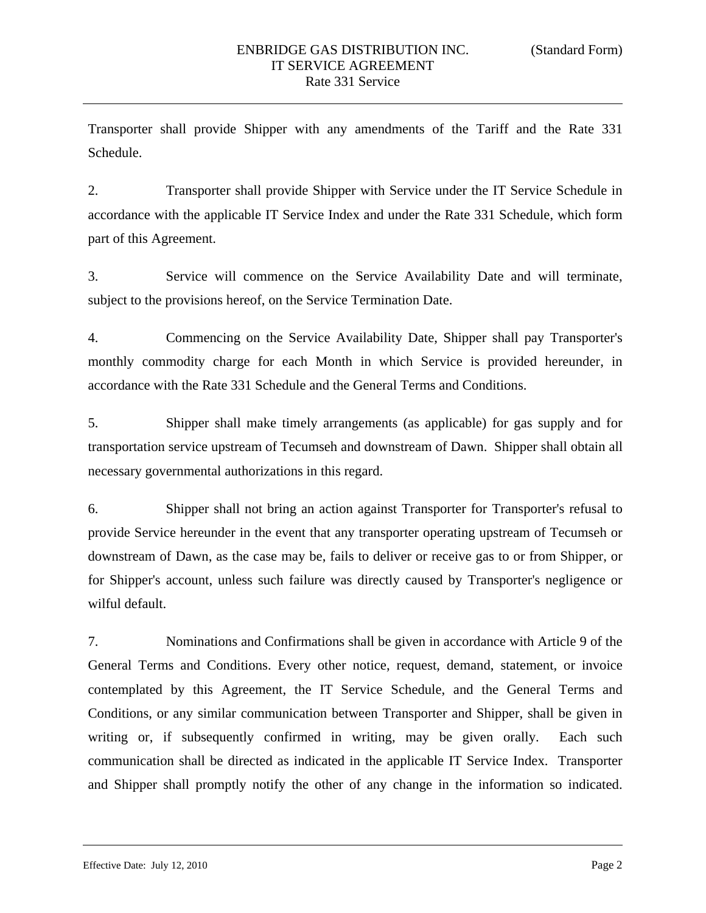Transporter shall provide Shipper with any amendments of the Tariff and the Rate 331 Schedule.

2. Transporter shall provide Shipper with Service under the IT Service Schedule in accordance with the applicable IT Service Index and under the Rate 331 Schedule, which form part of this Agreement.

3. Service will commence on the Service Availability Date and will terminate, subject to the provisions hereof, on the Service Termination Date.

4. Commencing on the Service Availability Date, Shipper shall pay Transporter's monthly commodity charge for each Month in which Service is provided hereunder, in accordance with the Rate 331 Schedule and the General Terms and Conditions.

5. Shipper shall make timely arrangements (as applicable) for gas supply and for transportation service upstream of Tecumseh and downstream of Dawn. Shipper shall obtain all necessary governmental authorizations in this regard.

6. Shipper shall not bring an action against Transporter for Transporter's refusal to provide Service hereunder in the event that any transporter operating upstream of Tecumseh or downstream of Dawn, as the case may be, fails to deliver or receive gas to or from Shipper, or for Shipper's account, unless such failure was directly caused by Transporter's negligence or wilful default.

7. Nominations and Confirmations shall be given in accordance with Article 9 of the General Terms and Conditions. Every other notice, request, demand, statement, or invoice contemplated by this Agreement, the IT Service Schedule, and the General Terms and Conditions, or any similar communication between Transporter and Shipper, shall be given in writing or, if subsequently confirmed in writing, may be given orally. Each such communication shall be directed as indicated in the applicable IT Service Index. Transporter and Shipper shall promptly notify the other of any change in the information so indicated.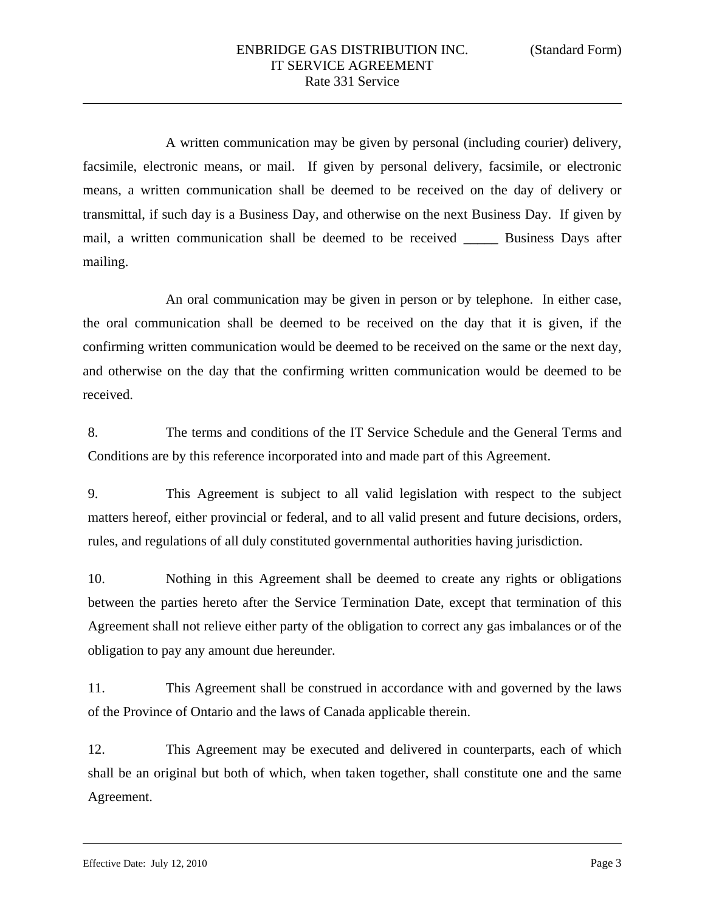A written communication may be given by personal (including courier) delivery, facsimile, electronic means, or mail. If given by personal delivery, facsimile, or electronic means, a written communication shall be deemed to be received on the day of delivery or transmittal, if such day is a Business Day, and otherwise on the next Business Day. If given by mail, a written communication shall be deemed to be received _____ Business Days after mailing.

An oral communication may be given in person or by telephone. In either case, the oral communication shall be deemed to be received on the day that it is given, if the confirming written communication would be deemed to be received on the same or the next day, and otherwise on the day that the confirming written communication would be deemed to be received.

8. The terms and conditions of the IT Service Schedule and the General Terms and Conditions are by this reference incorporated into and made part of this Agreement.

9. This Agreement is subject to all valid legislation with respect to the subject matters hereof, either provincial or federal, and to all valid present and future decisions, orders, rules, and regulations of all duly constituted governmental authorities having jurisdiction.

10. Nothing in this Agreement shall be deemed to create any rights or obligations between the parties hereto after the Service Termination Date, except that termination of this Agreement shall not relieve either party of the obligation to correct any gas imbalances or of the obligation to pay any amount due hereunder.

11. This Agreement shall be construed in accordance with and governed by the laws of the Province of Ontario and the laws of Canada applicable therein.

12. This Agreement may be executed and delivered in counterparts, each of which shall be an original but both of which, when taken together, shall constitute one and the same Agreement.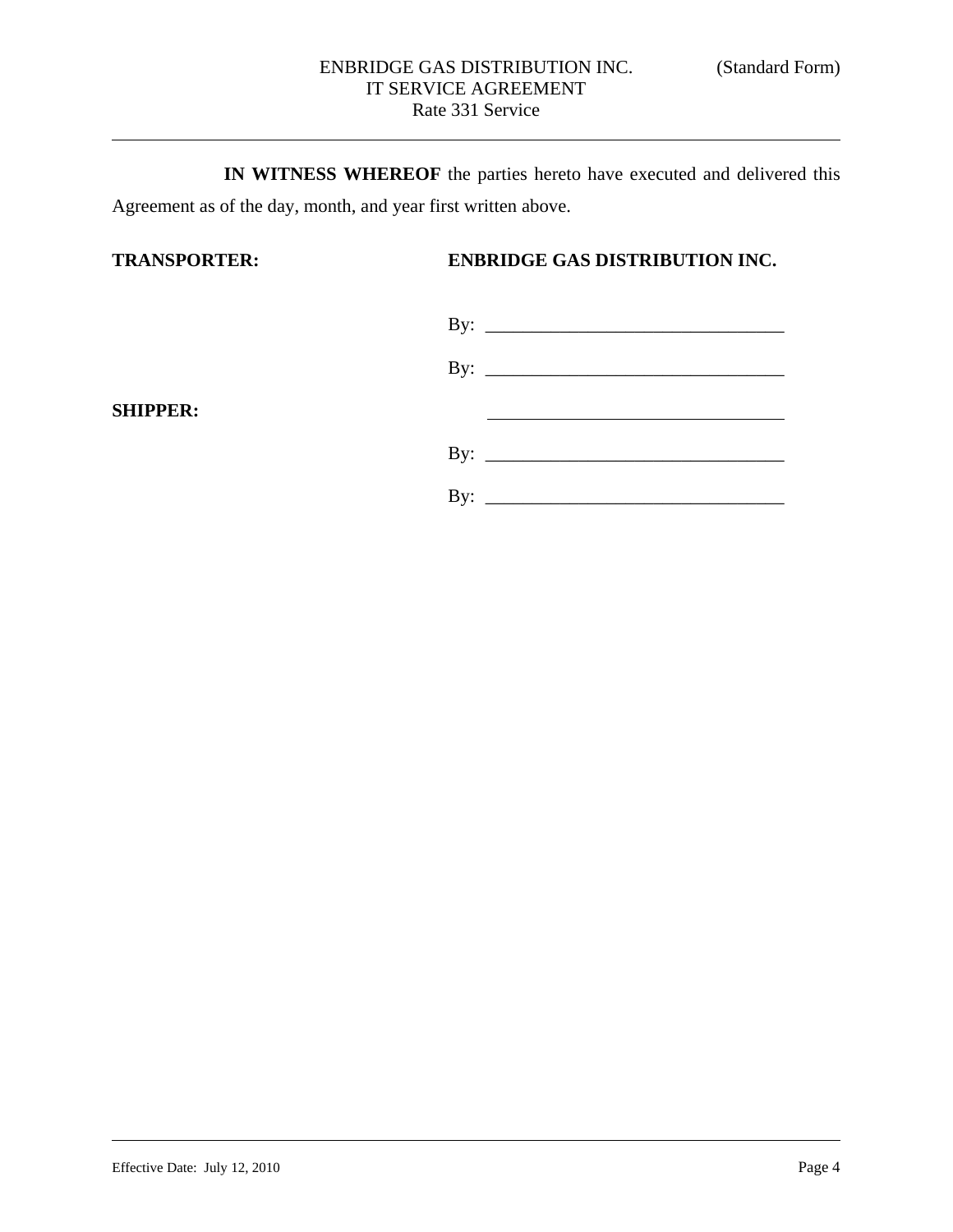**IN WITNESS WHEREOF** the parties hereto have executed and delivered this Agreement as of the day, month, and year first written above.

**TRANSPORTER:** **ENBRIDGE GAS DISTRIBUTION INC.**

By: ________________________________

By: ________________________________

**SHIPPER:** ________________________________

By: ________________________________

By: ________________________________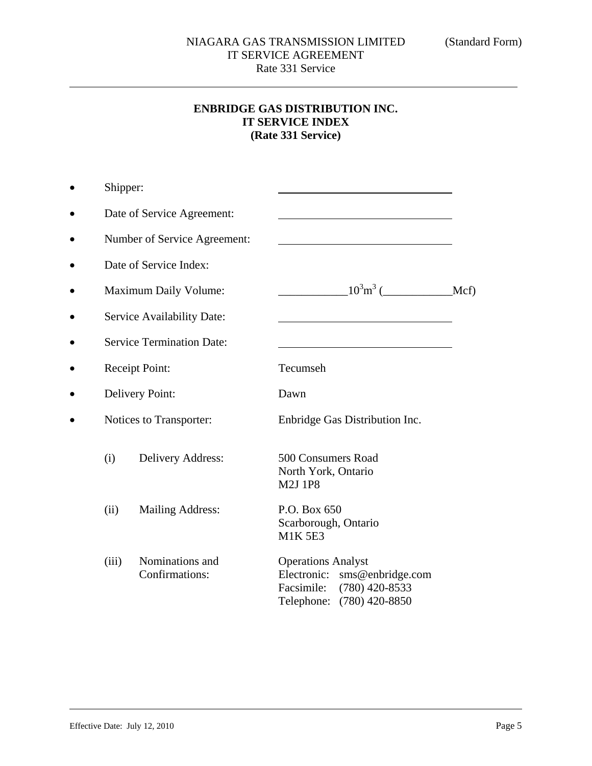**ENBRIDGE GAS DISTRIBUTION INC.**
**IT SERVICE INDEX**
**(Rate 331 Service)**

- Shipper: \_\_\_\_\_\_\_\_\_\_\_\_\_\_\_\_\_\_\_\_\_\_\_\_\_\_\_\_\_\_
- Date of Service Agreement: \_\_\_\_\_\_\_\_\_\_\_\_\_\_\_\_\_\_\_\_\_\_\_\_\_\_\_\_\_\_
- Number of Service Agreement: \_\_\_\_\_\_\_\_\_\_\_\_\_\_\_\_\_\_\_\_\_\_\_\_\_\_\_\_\_\_
- Date of Service Index:
- Maximum Daily Volume: \_\_\_\_\_\_\_\_\_\_\_\_ $10^3m^3$ (\_\_\_\_\_\_\_\_\_\_\_\_ Mcf)
- Service Availability Date: \_\_\_\_\_\_\_\_\_\_\_\_\_\_\_\_\_\_\_\_\_\_\_\_\_\_\_\_\_\_
- Service Termination Date: \_\_\_\_\_\_\_\_\_\_\_\_\_\_\_\_\_\_\_\_\_\_\_\_\_\_\_\_\_\_
- Receipt Point: Tecumseh
- Delivery Point: Dawn
- Notices to Transporter: Enbridge Gas Distribution Inc.

  (i) Delivery Address:
  500 Consumers Road
  North York, Ontario
  M2J 1P8

  (ii) Mailing Address:
  P.O. Box 650
  Scarborough, Ontario
  M1K 5E3

  (iii) Nominations and Confirmations:
  Operations Analyst
  Electronic: sms@enbridge.com
  Facsimile: (780) 420-8533
  Telephone: (780) 420-8850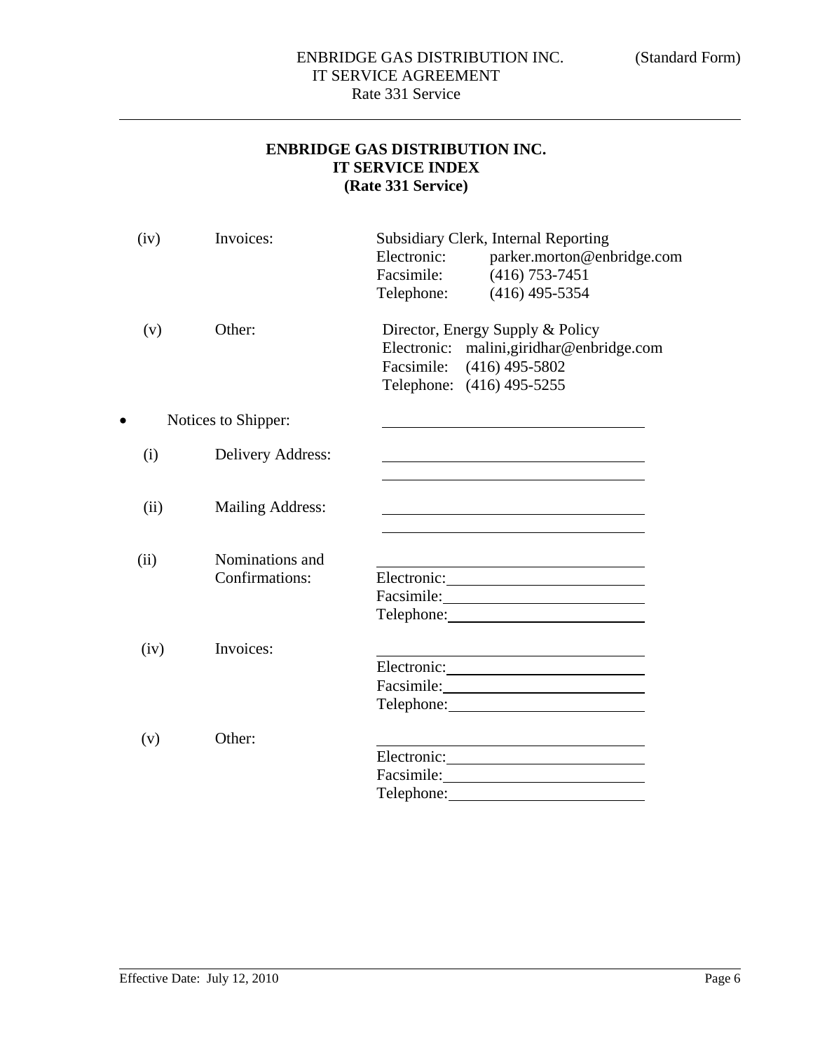## ENBRIDGE GAS DISTRIBUTION INC.
## IT SERVICE INDEX
## (Rate 331 Service)

| | | |
|---|---|---|
| (iv) | Invoices: | Subsidiary Clerk, Internal Reporting<br>Electronic: parker.morton@enbridge.com<br>Facsimile: (416) 753-7451<br>Telephone: (416) 495-5354 |
| (v) | Other: | Director, Energy Supply & Policy<br>Electronic: malini,giridhar@enbridge.com<br>Facsimile: (416) 495-5802<br>Telephone: (416) 495-5255 |

- Notices to Shipper: ______________________

| | | |
|---|---|---|
| (i) | Delivery Address: | ______________________<br>______________________ |
| (ii) | Mailing Address: | ______________________<br>______________________ |
| (ii) | Nominations and Confirmations: | ______________________<br>Electronic: ______________<br>Facsimile: ______________<br>Telephone: ______________ |
| (iv) | Invoices: | ______________________<br>Electronic: ______________<br>Facsimile: ______________<br>Telephone: ______________ |
| (v) | Other: | ______________________<br>Electronic: ______________<br>Facsimile: ______________<br>Telephone: ______________ |